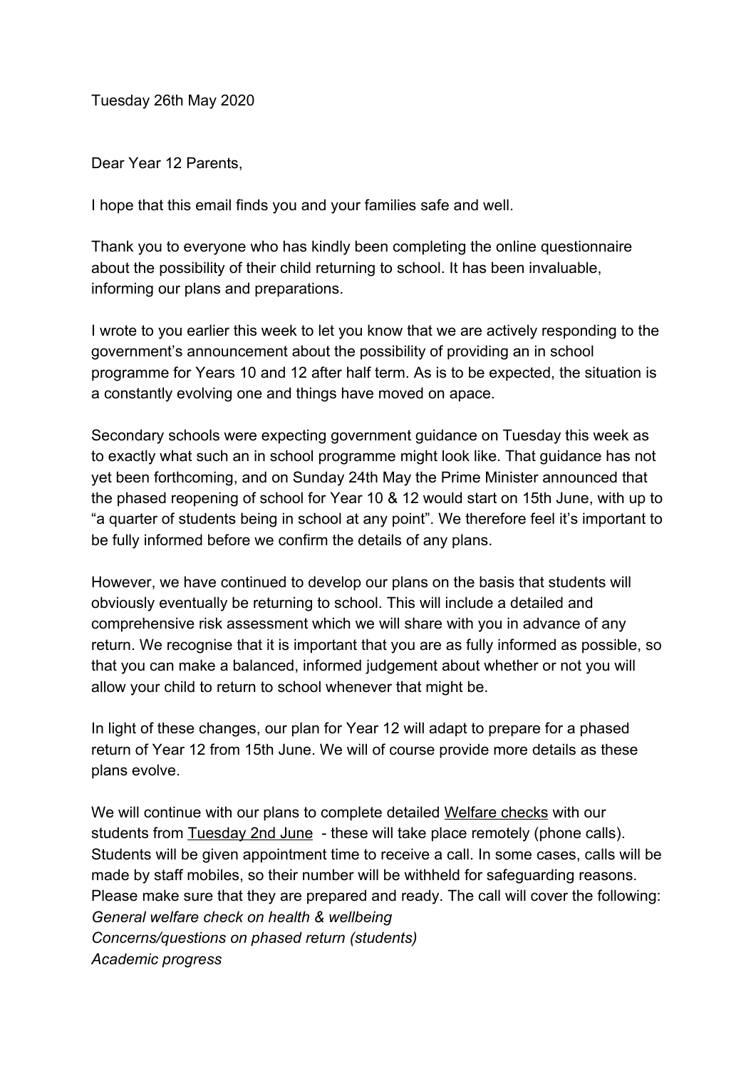Tuesday 26th May 2020

Dear Year 12 Parents,

I hope that this email finds you and your families safe and well.

Thank you to everyone who has kindly been completing the online questionnaire about the possibility of their child returning to school. It has been invaluable, informing our plans and preparations.

I wrote to you earlier this week to let you know that we are actively responding to the government's announcement about the possibility of providing an in school programme for Years 10 and 12 after half term. As is to be expected, the situation is a constantly evolving one and things have moved on apace.

Secondary schools were expecting government guidance on Tuesday this week as to exactly what such an in school programme might look like. That guidance has not yet been forthcoming, and on Sunday 24th May the Prime Minister announced that the phased reopening of school for Year 10 & 12 would start on 15th June, with up to "a quarter of students being in school at any point". We therefore feel it's important to be fully informed before we confirm the details of any plans.

However, we have continued to develop our plans on the basis that students will obviously eventually be returning to school. This will include a detailed and comprehensive risk assessment which we will share with you in advance of any return. We recognise that it is important that you are as fully informed as possible, so that you can make a balanced, informed judgement about whether or not you will allow your child to return to school whenever that might be.

In light of these changes, our plan for Year 12 will adapt to prepare for a phased return of Year 12 from 15th June. We will of course provide more details as these plans evolve.

We will continue with our plans to complete detailed Welfare checks with our students from Tuesday 2nd June - these will take place remotely (phone calls). Students will be given appointment time to receive a call. In some cases, calls will be made by staff mobiles, so their number will be withheld for safeguarding reasons. Please make sure that they are prepared and ready. The call will cover the following:

*General welfare check on health & wellbeing*
*Concerns/questions on phased return (students)*
*Academic progress*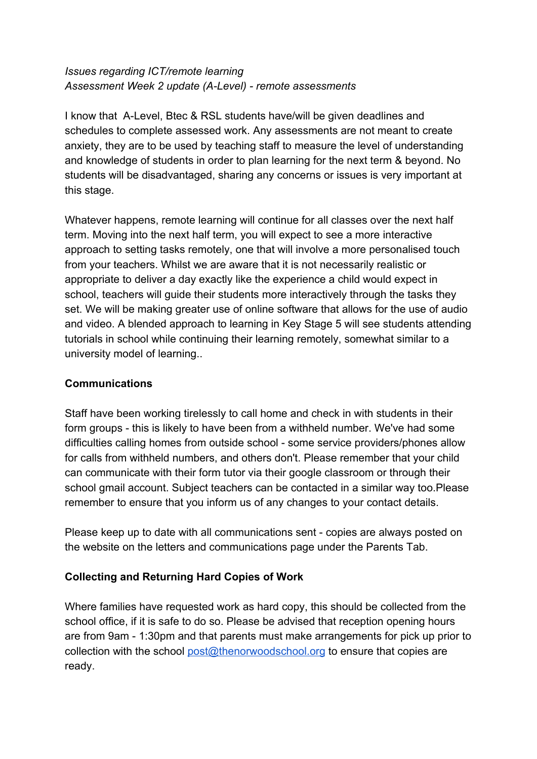*Issues regarding ICT/remote learning*
*Assessment Week 2 update (A-Level) - remote assessments*

I know that A-Level, Btec & RSL students have/will be given deadlines and schedules to complete assessed work. Any assessments are not meant to create anxiety, they are to be used by teaching staff to measure the level of understanding and knowledge of students in order to plan learning for the next term & beyond. No students will be disadvantaged, sharing any concerns or issues is very important at this stage.

Whatever happens, remote learning will continue for all classes over the next half term. Moving into the next half term, you will expect to see a more interactive approach to setting tasks remotely, one that will involve a more personalised touch from your teachers. Whilst we are aware that it is not necessarily realistic or appropriate to deliver a day exactly like the experience a child would expect in school, teachers will guide their students more interactively through the tasks they set. We will be making greater use of online software that allows for the use of audio and video. A blended approach to learning in Key Stage 5 will see students attending tutorials in school while continuing their learning remotely, somewhat similar to a university model of learning..

**Communications**

Staff have been working tirelessly to call home and check in with students in their form groups - this is likely to have been from a withheld number. We've had some difficulties calling homes from outside school - some service providers/phones allow for calls from withheld numbers, and others don't. Please remember that your child can communicate with their form tutor via their google classroom or through their school gmail account. Subject teachers can be contacted in a similar way too.Please remember to ensure that you inform us of any changes to your contact details.

Please keep up to date with all communications sent - copies are always posted on the website on the letters and communications page under the Parents Tab.

**Collecting and Returning Hard Copies of Work**

Where families have requested work as hard copy, this should be collected from the school office, if it is safe to do so. Please be advised that reception opening hours are from 9am - 1:30pm and that parents must make arrangements for pick up prior to collection with the school [post@thenorwoodschool.org](mailto:post@thenorwoodschool.org) to ensure that copies are ready.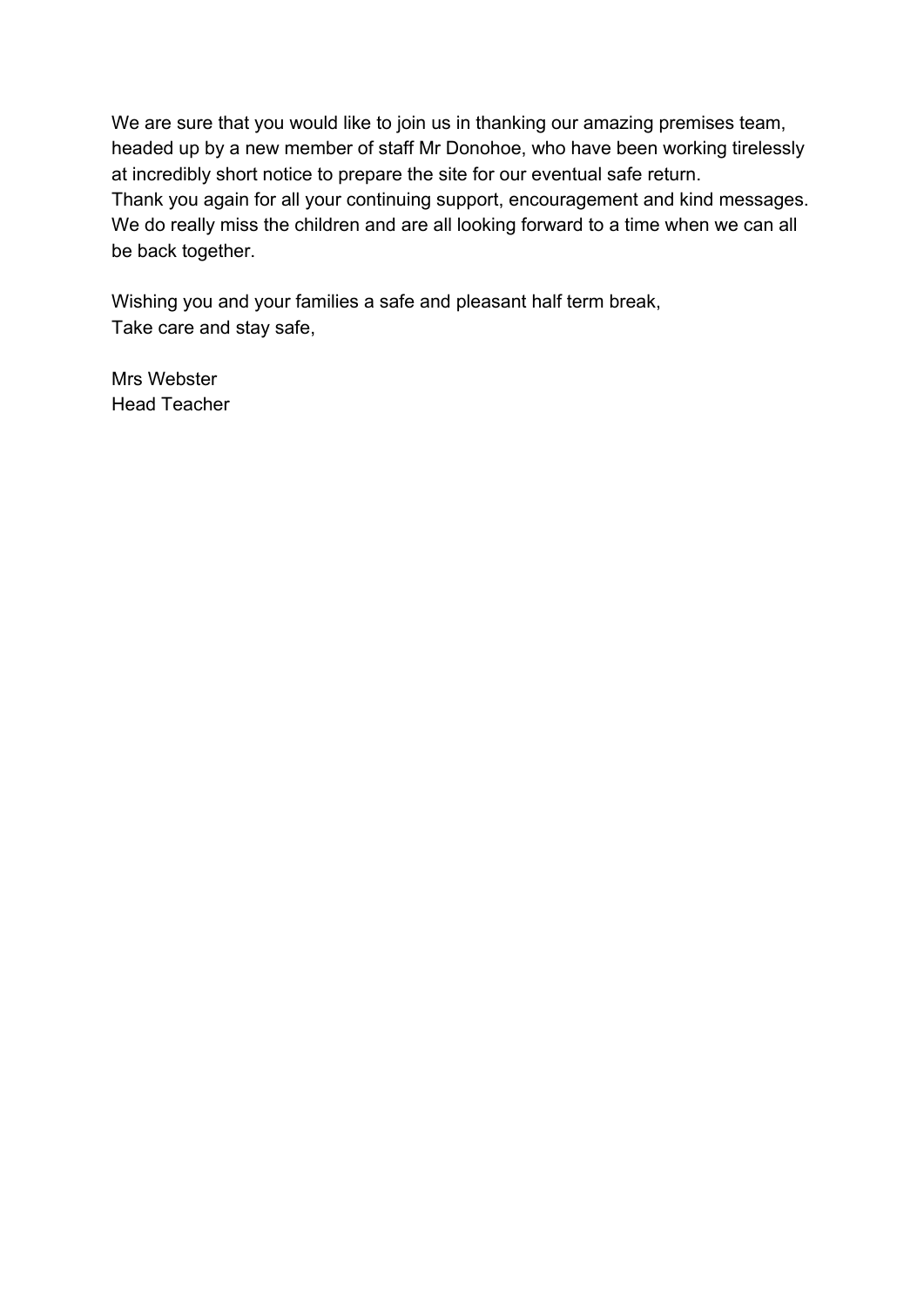We are sure that you would like to join us in thanking our amazing premises team, headed up by a new member of staff Mr Donohoe, who have been working tirelessly at incredibly short notice to prepare the site for our eventual safe return.
Thank you again for all your continuing support, encouragement and kind messages. We do really miss the children and are all looking forward to a time when we can all be back together.

Wishing you and your families a safe and pleasant half term break,
Take care and stay safe,

Mrs Webster
Head Teacher